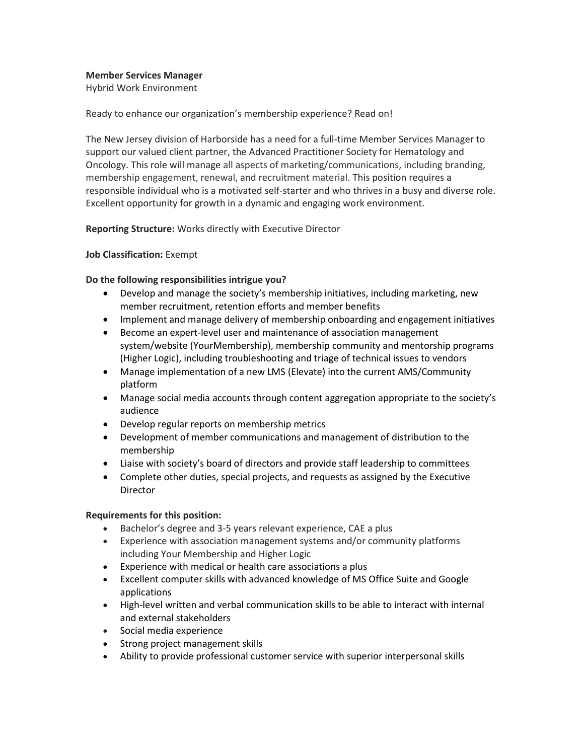**Member Services Manager**
Hybrid Work Environment

Ready to enhance our organization's membership experience? Read on!

The New Jersey division of Harborside has a need for a full-time Member Services Manager to support our valued client partner, the Advanced Practitioner Society for Hematology and Oncology. This role will manage all aspects of marketing/communications, including branding, membership engagement, renewal, and recruitment material. This position requires a responsible individual who is a motivated self-starter and who thrives in a busy and diverse role. Excellent opportunity for growth in a dynamic and engaging work environment.

**Reporting Structure:** Works directly with Executive Director

**Job Classification:** Exempt

**Do the following responsibilities intrigue you?**

- Develop and manage the society's membership initiatives, including marketing, new member recruitment, retention efforts and member benefits
- Implement and manage delivery of membership onboarding and engagement initiatives
- Become an expert-level user and maintenance of association management system/website (YourMembership), membership community and mentorship programs (Higher Logic), including troubleshooting and triage of technical issues to vendors
- Manage implementation of a new LMS (Elevate) into the current AMS/Community platform
- Manage social media accounts through content aggregation appropriate to the society's audience
- Develop regular reports on membership metrics
- Development of member communications and management of distribution to the membership
- Liaise with society's board of directors and provide staff leadership to committees
- Complete other duties, special projects, and requests as assigned by the Executive Director

**Requirements for this position:**

- Bachelor's degree and 3-5 years relevant experience, CAE a plus
- Experience with association management systems and/or community platforms including Your Membership and Higher Logic
- Experience with medical or health care associations a plus
- Excellent computer skills with advanced knowledge of MS Office Suite and Google applications
- High-level written and verbal communication skills to be able to interact with internal and external stakeholders
- Social media experience
- Strong project management skills
- Ability to provide professional customer service with superior interpersonal skills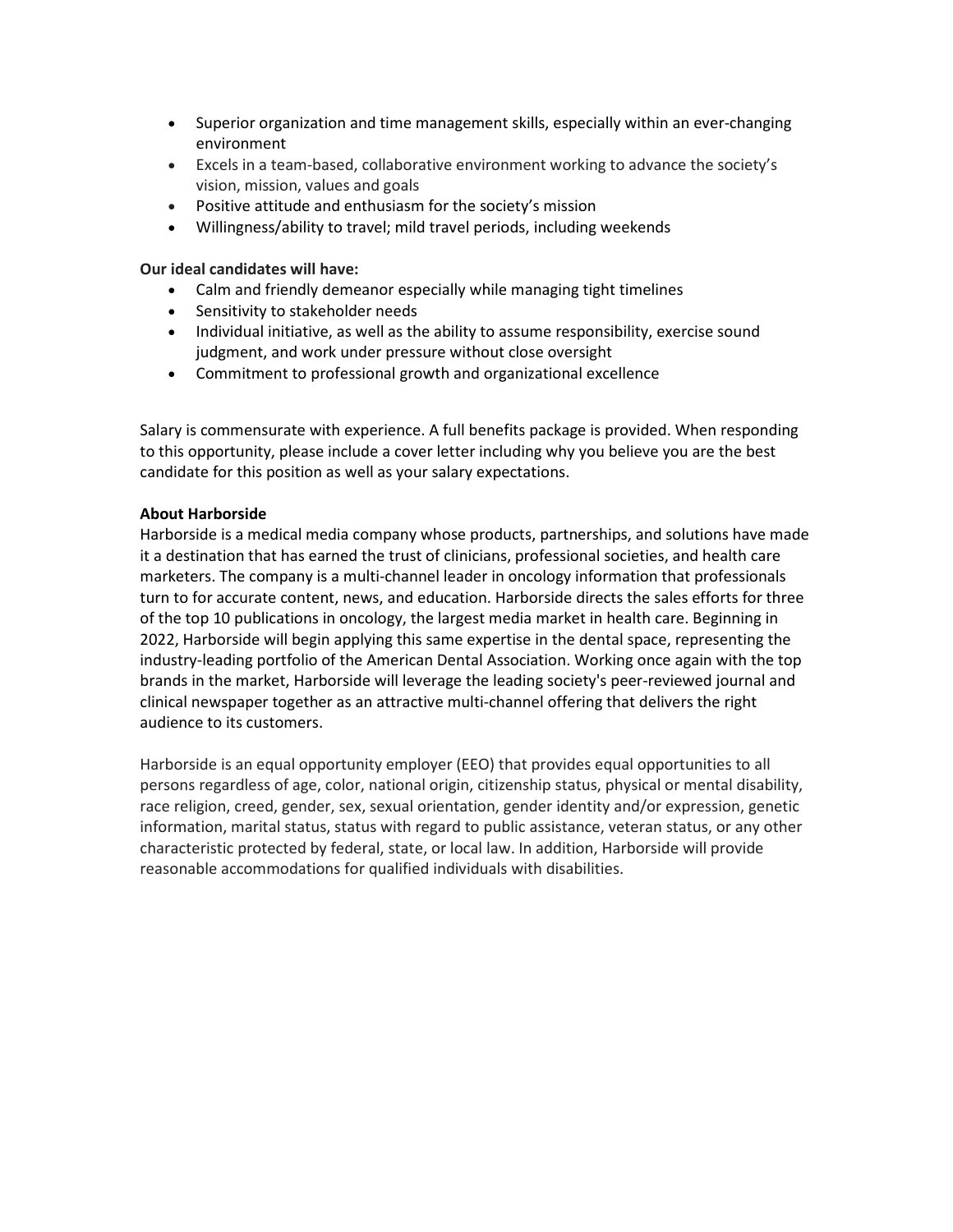- Superior organization and time management skills, especially within an ever-changing environment
- Excels in a team-based, collaborative environment working to advance the society's vision, mission, values and goals
- Positive attitude and enthusiasm for the society's mission
- Willingness/ability to travel; mild travel periods, including weekends

**Our ideal candidates will have:**

- Calm and friendly demeanor especially while managing tight timelines
- Sensitivity to stakeholder needs
- Individual initiative, as well as the ability to assume responsibility, exercise sound judgment, and work under pressure without close oversight
- Commitment to professional growth and organizational excellence

Salary is commensurate with experience. A full benefits package is provided. When responding to this opportunity, please include a cover letter including why you believe you are the best candidate for this position as well as your salary expectations.

**About Harborside**

Harborside is a medical media company whose products, partnerships, and solutions have made it a destination that has earned the trust of clinicians, professional societies, and health care marketers. The company is a multi-channel leader in oncology information that professionals turn to for accurate content, news, and education. Harborside directs the sales efforts for three of the top 10 publications in oncology, the largest media market in health care. Beginning in 2022, Harborside will begin applying this same expertise in the dental space, representing the industry-leading portfolio of the American Dental Association. Working once again with the top brands in the market, Harborside will leverage the leading society's peer-reviewed journal and clinical newspaper together as an attractive multi-channel offering that delivers the right audience to its customers.

Harborside is an equal opportunity employer (EEO) that provides equal opportunities to all persons regardless of age, color, national origin, citizenship status, physical or mental disability, race religion, creed, gender, sex, sexual orientation, gender identity and/or expression, genetic information, marital status, status with regard to public assistance, veteran status, or any other characteristic protected by federal, state, or local law. In addition, Harborside will provide reasonable accommodations for qualified individuals with disabilities.